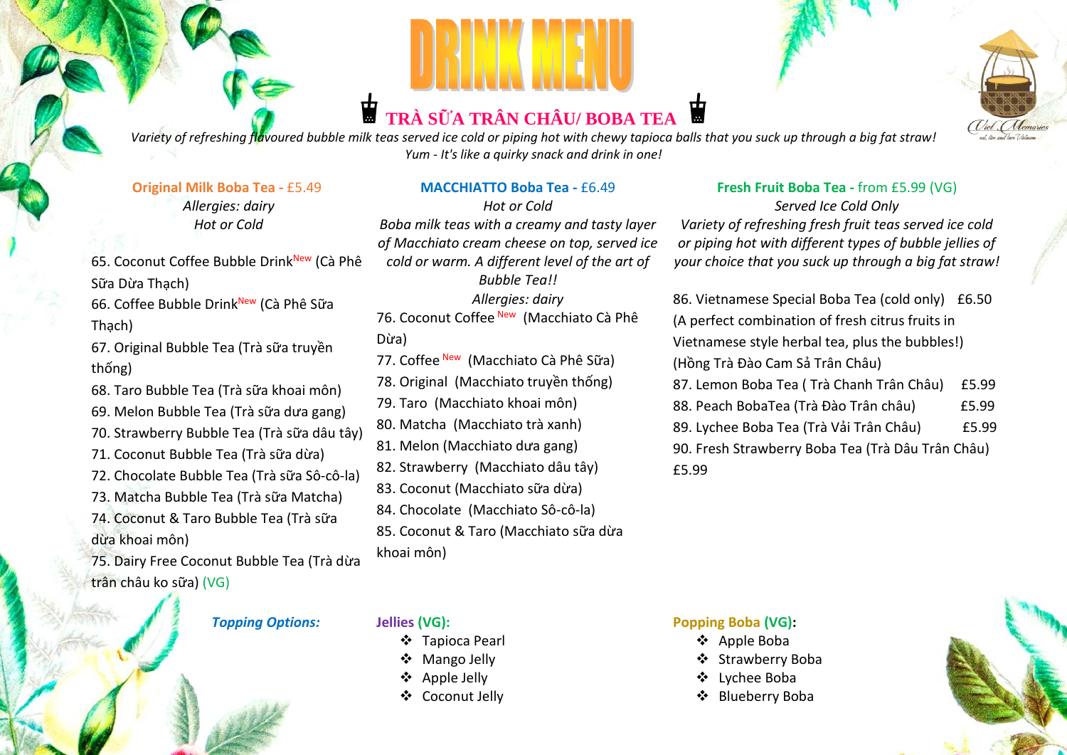# DRINK MENU

## TRÀ SỮA TRÂN CHÂU/ BOBA TEA

*Variety of refreshing flavoured bubble milk teas served ice cold or piping hot with chewy tapioca balls that you suck up through a big fat straw! Yum - It's like a quirky snack and drink in one!*

### Original Milk Boba Tea - £5.49

*Allergies: dairy*
*Hot or Cold*

65. Coconut Coffee Bubble Drink New (Cà Phê Sữa Dừa Thạch)
66. Coffee Bubble Drink New (Cà Phê Sữa Thạch)
67. Original Bubble Tea (Trà sữa truyền thống)
68. Taro Bubble Tea (Trà sữa khoai môn)
69. Melon Bubble Tea (Trà sữa dưa gang)
70. Strawberry Bubble Tea (Trà sữa dâu tây)
71. Coconut Bubble Tea (Trà sữa dừa)
72. Chocolate Bubble Tea (Trà sữa Sô-cô-la)
73. Matcha Bubble Tea (Trà sữa Matcha)
74. Coconut & Taro Bubble Tea (Trà sữa dừa khoai môn)
75. Dairy Free Coconut Bubble Tea (Trà dừa trân châu ko sữa) (VG)

### MACCHIATTO Boba Tea - £6.49

*Hot or Cold*
*Boba milk teas with a creamy and tasty layer of Macchiato cream cheese on top, served ice cold or warm. A different level of the art of Bubble Tea!!*
*Allergies: dairy*

76. Coconut Coffee New (Macchiato Cà Phê Dừa)
77. Coffee New (Macchiato Cà Phê Sữa)
78. Original (Macchiato truyền thống)
79. Taro (Macchiato khoai môn)
80. Matcha (Macchiato trà xanh)
81. Melon (Macchiato dưa gang)
82. Strawberry (Macchiato dâu tây)
83. Coconut (Macchiato sữa dừa)
84. Chocolate (Macchiato Sô-cô-la)
85. Coconut & Taro (Macchiato sữa dừa khoai môn)

### Fresh Fruit Boba Tea - from £5.99 (VG)

*Served Ice Cold Only*
*Variety of refreshing fresh fruit teas served ice cold or piping hot with different types of bubble jellies of your choice that you suck up through a big fat straw!*

86. Vietnamese Special Boba Tea (cold only) £6.50
(A perfect combination of fresh citrus fruits in Vietnamese style herbal tea, plus the bubbles!)
(Hồng Trà Đào Cam Sả Trân Châu)
87. Lemon Boba Tea ( Trà Chanh Trân Châu) £5.99
88. Peach BobaTea (Trà Đào Trân châu) £5.99
89. Lychee Boba Tea (Trà Vải Trân Châu) £5.99
90. Fresh Strawberry Boba Tea (Trà Dâu Trân Châu) £5.99

### *Topping Options:*

**Jellies (VG):**

- Tapioca Pearl
- Mango Jelly
- Apple Jelly
- Coconut Jelly

**Popping Boba (VG):**

- Apple Boba
- Strawberry Boba
- Lychee Boba
- Blueberry Boba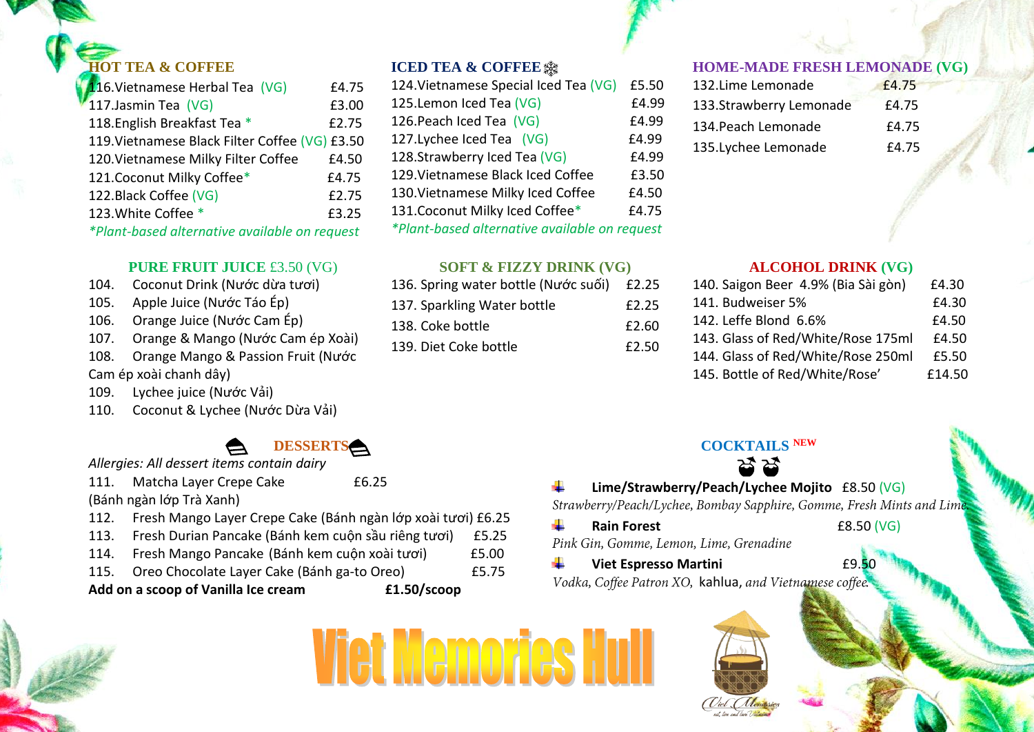## HOT TEA & COFFEE

| Item | Price |
|---|---|
| 116.Vietnamese Herbal Tea (VG) | £4.75 |
| 117.Jasmin Tea (VG) | £3.00 |
| 118.English Breakfast Tea * | £2.75 |
| 119.Vietnamese Black Filter Coffee (VG) | £3.50 |
| 120.Vietnamese Milky Filter Coffee | £4.50 |
| 121.Coconut Milky Coffee* | £4.75 |
| 122.Black Coffee (VG) | £2.75 |
| 123.White Coffee * | £3.25 |

*\*Plant-based alternative available on request*

## ICED TEA & COFFEE ❄

| Item | Price |
|---|---|
| 124.Vietnamese Special Iced Tea (VG) | £5.50 |
| 125.Lemon Iced Tea (VG) | £4.99 |
| 126.Peach Iced Tea (VG) | £4.99 |
| 127.Lychee Iced Tea (VG) | £4.99 |
| 128.Strawberry Iced Tea (VG) | £4.99 |
| 129.Vietnamese Black Iced Coffee | £3.50 |
| 130.Vietnamese Milky Iced Coffee | £4.50 |
| 131.Coconut Milky Iced Coffee* | £4.75 |

*\*Plant-based alternative available on request*

## HOME-MADE FRESH LEMONADE (VG)

| Item | Price |
|---|---|
| 132.Lime Lemonade | £4.75 |
| 133.Strawberry Lemonade | £4.75 |
| 134.Peach Lemonade | £4.75 |
| 135.Lychee Lemonade | £4.75 |

## PURE FRUIT JUICE £3.50 (VG)

104. Coconut Drink (Nước dừa tươi)
105. Apple Juice (Nước Táo Ép)
106. Orange Juice (Nước Cam Ép)
107. Orange & Mango (Nước Cam ép Xoài)
108. Orange Mango & Passion Fruit (Nước Cam ép xoài chanh dây)
109. Lychee juice (Nước Vải)
110. Coconut & Lychee (Nước Dừa Vải)

## SOFT & FIZZY DRINK (VG)

| Item | Price |
|---|---|
| 136. Spring water bottle (Nước suối) | £2.25 |
| 137. Sparkling Water bottle | £2.25 |
| 138. Coke bottle | £2.60 |
| 139. Diet Coke bottle | £2.50 |

## ALCOHOL DRINK (VG)

| Item | Price |
|---|---|
| 140. Saigon Beer 4.9% (Bia Sài gòn) | £4.30 |
| 141. Budweiser 5% | £4.30 |
| 142. Leffe Blond 6.6% | £4.50 |
| 143. Glass of Red/White/Rose 175ml | £4.50 |
| 144. Glass of Red/White/Rose 250ml | £5.50 |
| 145. Bottle of Red/White/Rose' | £14.50 |

## DESSERTS

*Allergies: All dessert items contain dairy*

| Item | Price |
|---|---|
| 111. Matcha Layer Crepe Cake (Bánh ngàn lớp Trà Xanh) | £6.25 |
| 112. Fresh Mango Layer Crepe Cake (Bánh ngàn lớp xoài tươi) | £6.25 |
| 113. Fresh Durian Pancake (Bánh kem cuộn sầu riêng tươi) | £5.25 |
| 114. Fresh Mango Pancake (Bánh kem cuộn xoài tươi) | £5.00 |
| 115. Oreo Chocolate Layer Cake (Bánh ga-to Oreo) | £5.75 |
| **Add on a scoop of Vanilla Ice cream** | **£1.50/scoop** |

## COCKTAILS NEW

**Lime/Strawberry/Peach/Lychee Mojito** £8.50 (VG)
*Strawberry/Peach/Lychee, Bombay Sapphire, Gomme, Fresh Mints and Lime.*

**Rain Forest** £8.50 (VG)
*Pink Gin, Gomme, Lemon, Lime, Grenadine*

**Viet Espresso Martini** £9.50
*Vodka, Coffee Patron XO,* kahlua, *and Vietnamese coffee.*

# Viet Memories Hull

Viet Memories
eat, live and love Vietnamese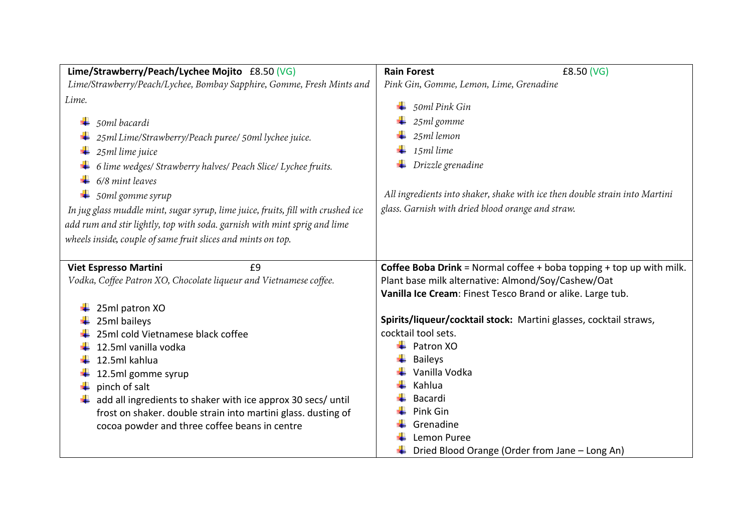**Lime/Strawberry/Peach/Lychee Mojito** £8.50 (VG)

*Lime/Strawberry/Peach/Lychee, Bombay Sapphire, Gomme, Fresh Mints and Lime.*

- *50ml bacardi*
- *25ml Lime/Strawberry/Peach puree/ 50ml lychee juice.*
- *25ml lime juice*
- *6 lime wedges/ Strawberry halves/ Peach Slice/ Lychee fruits.*
- *6/8 mint leaves*
- *50ml gomme syrup*

*In jug glass muddle mint, sugar syrup, lime juice, fruits, fill with crushed ice add rum and stir lightly, top with soda. garnish with mint sprig and lime wheels inside, couple of same fruit slices and mints on top.*

**Rain Forest** £8.50 (VG)

*Pink Gin, Gomme, Lemon, Lime, Grenadine*

- *50ml Pink Gin*
- *25ml gomme*
- *25ml lemon*
- *15ml lime*
- *Drizzle grenadine*

*All ingredients into shaker, shake with ice then double strain into Martini glass. Garnish with dried blood orange and straw.*

**Viet Espresso Martini** £9

*Vodka, Coffee Patron XO, Chocolate liqueur and Vietnamese coffee.*

- 25ml patron XO
- 25ml baileys
- 25ml cold Vietnamese black coffee
- 12.5ml vanilla vodka
- 12.5ml kahlua
- 12.5ml gomme syrup
- pinch of salt
- add all ingredients to shaker with ice approx 30 secs/ until frost on shaker. double strain into martini glass. dusting of cocoa powder and three coffee beans in centre

**Coffee Boba Drink** = Normal coffee + boba topping + top up with milk.
Plant base milk alternative: Almond/Soy/Cashew/Oat
**Vanilla Ice Cream**: Finest Tesco Brand or alike. Large tub.

**Spirits/liqueur/cocktail stock:** Martini glasses, cocktail straws, cocktail tool sets.

- Patron XO
- Baileys
- Vanilla Vodka
- Kahlua
- Bacardi
- Pink Gin
- Grenadine
- Lemon Puree
- Dried Blood Orange (Order from Jane – Long An)